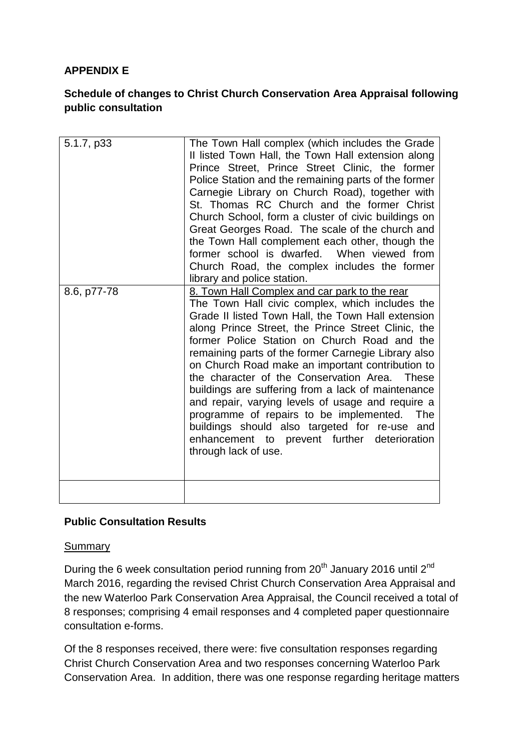**APPENDIX E**

**Schedule of changes to Christ Church Conservation Area Appraisal following public consultation**

| | |
|---|---|
| 5.1.7, p33 | The Town Hall complex (which includes the Grade II listed Town Hall, the Town Hall extension along Prince Street, Prince Street Clinic, the former Police Station and the remaining parts of the former Carnegie Library on Church Road), together with St. Thomas RC Church and the former Christ Church School, form a cluster of civic buildings on Great Georges Road. The scale of the church and the Town Hall complement each other, though the former school is dwarfed. When viewed from Church Road, the complex includes the former library and police station. |
| 8.6, p77-78 | 8. Town Hall Complex and car park to the rear<br>The Town Hall civic complex, which includes the Grade II listed Town Hall, the Town Hall extension along Prince Street, the Prince Street Clinic, the former Police Station on Church Road and the remaining parts of the former Carnegie Library also on Church Road make an important contribution to the character of the Conservation Area. These buildings are suffering from a lack of maintenance and repair, varying levels of usage and require a programme of repairs to be implemented. The buildings should also targeted for re-use and enhancement to prevent further deterioration through lack of use. |
| | |

**Public Consultation Results**

Summary

During the 6 week consultation period running from 20th January 2016 until 2nd March 2016, regarding the revised Christ Church Conservation Area Appraisal and the new Waterloo Park Conservation Area Appraisal, the Council received a total of 8 responses; comprising 4 email responses and 4 completed paper questionnaire consultation e-forms.

Of the 8 responses received, there were: five consultation responses regarding Christ Church Conservation Area and two responses concerning Waterloo Park Conservation Area. In addition, there was one response regarding heritage matters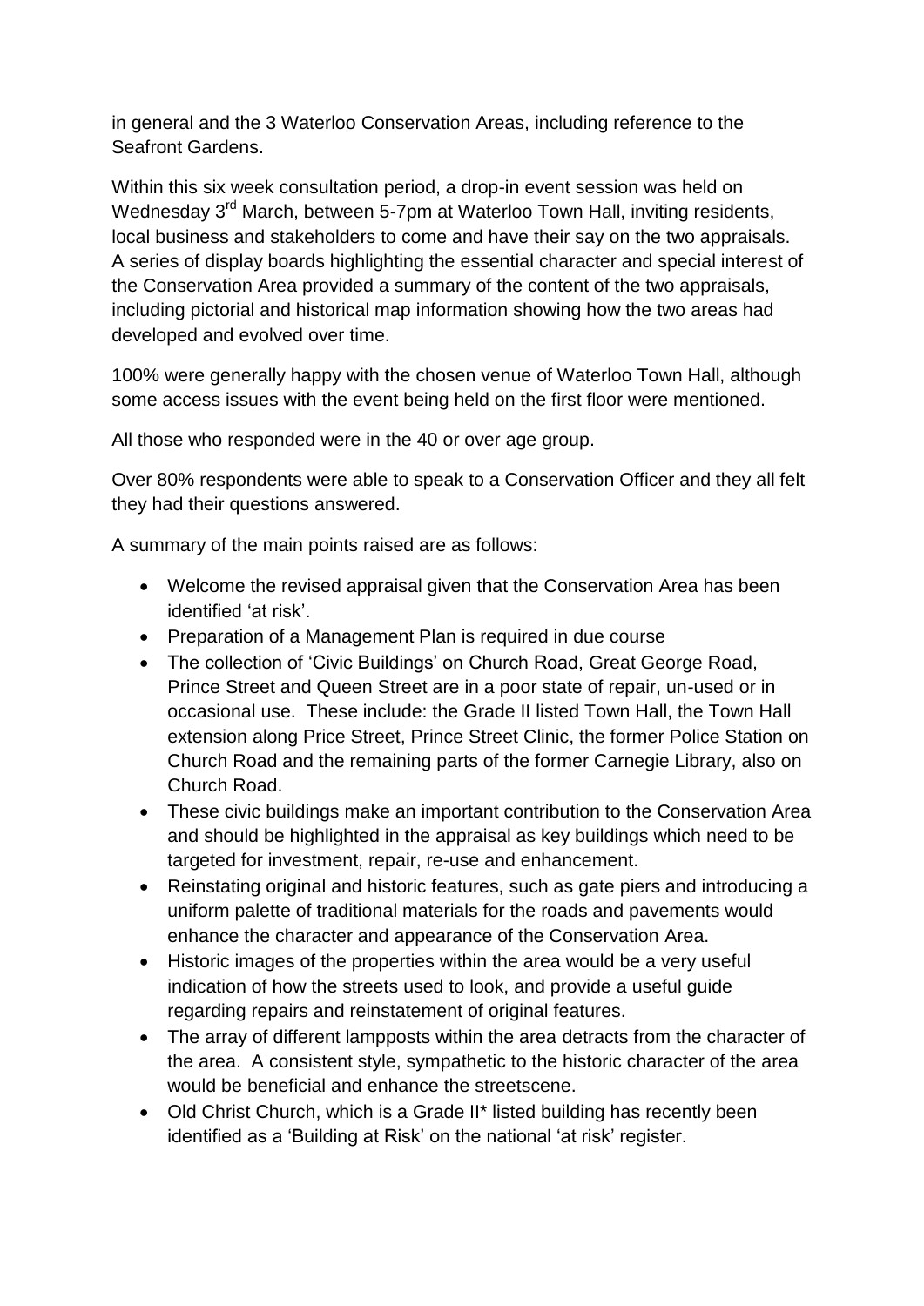in general and the 3 Waterloo Conservation Areas, including reference to the Seafront Gardens.

Within this six week consultation period, a drop-in event session was held on Wednesday 3rd March, between 5-7pm at Waterloo Town Hall, inviting residents, local business and stakeholders to come and have their say on the two appraisals. A series of display boards highlighting the essential character and special interest of the Conservation Area provided a summary of the content of the two appraisals, including pictorial and historical map information showing how the two areas had developed and evolved over time.

100% were generally happy with the chosen venue of Waterloo Town Hall, although some access issues with the event being held on the first floor were mentioned.

All those who responded were in the 40 or over age group.

Over 80% respondents were able to speak to a Conservation Officer and they all felt they had their questions answered.

A summary of the main points raised are as follows:

- Welcome the revised appraisal given that the Conservation Area has been identified 'at risk'.
- Preparation of a Management Plan is required in due course
- The collection of 'Civic Buildings' on Church Road, Great George Road, Prince Street and Queen Street are in a poor state of repair, un-used or in occasional use. These include: the Grade II listed Town Hall, the Town Hall extension along Price Street, Prince Street Clinic, the former Police Station on Church Road and the remaining parts of the former Carnegie Library, also on Church Road.
- These civic buildings make an important contribution to the Conservation Area and should be highlighted in the appraisal as key buildings which need to be targeted for investment, repair, re-use and enhancement.
- Reinstating original and historic features, such as gate piers and introducing a uniform palette of traditional materials for the roads and pavements would enhance the character and appearance of the Conservation Area.
- Historic images of the properties within the area would be a very useful indication of how the streets used to look, and provide a useful guide regarding repairs and reinstatement of original features.
- The array of different lampposts within the area detracts from the character of the area. A consistent style, sympathetic to the historic character of the area would be beneficial and enhance the streetscene.
- Old Christ Church, which is a Grade II* listed building has recently been identified as a 'Building at Risk' on the national 'at risk' register.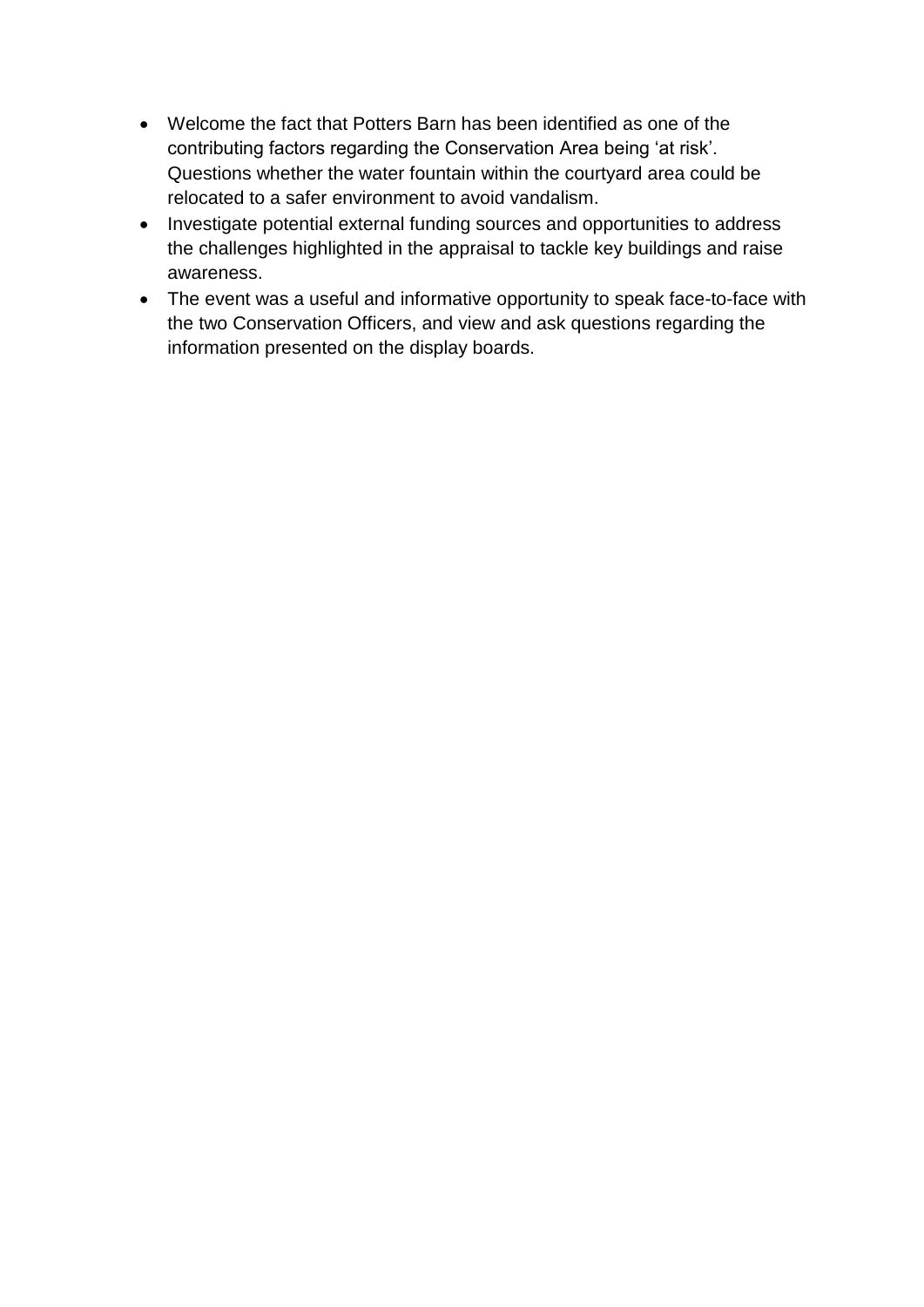- Welcome the fact that Potters Barn has been identified as one of the contributing factors regarding the Conservation Area being 'at risk'. Questions whether the water fountain within the courtyard area could be relocated to a safer environment to avoid vandalism.
- Investigate potential external funding sources and opportunities to address the challenges highlighted in the appraisal to tackle key buildings and raise awareness.
- The event was a useful and informative opportunity to speak face-to-face with the two Conservation Officers, and view and ask questions regarding the information presented on the display boards.